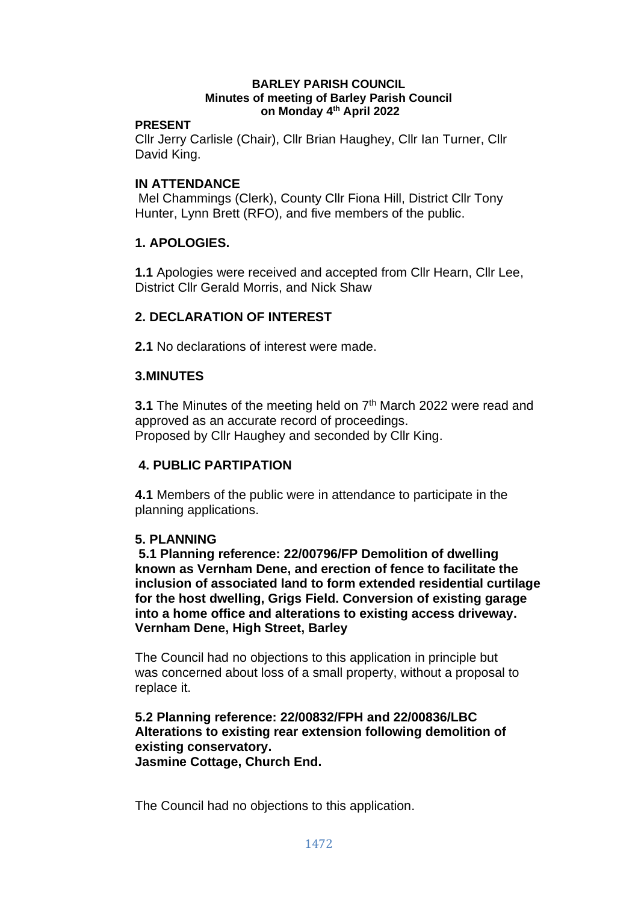**BARLEY PARISH COUNCIL**
**Minutes of meeting of Barley Parish Council**
**on Monday 4th April 2022**

**PRESENT**

Cllr Jerry Carlisle (Chair), Cllr Brian Haughey, Cllr Ian Turner, Cllr David King.

**IN ATTENDANCE**

Mel Chammings (Clerk), County Cllr Fiona Hill, District Cllr Tony Hunter, Lynn Brett (RFO), and five members of the public.

## 1. APOLOGIES.

**1.1** Apologies were received and accepted from Cllr Hearn, Cllr Lee, District Cllr Gerald Morris, and Nick Shaw

## 2. DECLARATION OF INTEREST

**2.1** No declarations of interest were made.

## 3.MINUTES

**3.1** The Minutes of the meeting held on 7th March 2022 were read and approved as an accurate record of proceedings.
Proposed by Cllr Haughey and seconded by Cllr King.

## 4. PUBLIC PARTIPATION

**4.1** Members of the public were in attendance to participate in the planning applications.

## 5. PLANNING

**5.1 Planning reference: 22/00796/FP Demolition of dwelling known as Vernham Dene, and erection of fence to facilitate the inclusion of associated land to form extended residential curtilage for the host dwelling, Grigs Field. Conversion of existing garage into a home office and alterations to existing access driveway. Vernham Dene, High Street, Barley**

The Council had no objections to this application in principle but was concerned about loss of a small property, without a proposal to replace it.

**5.2 Planning reference: 22/00832/FPH and 22/00836/LBC Alterations to existing rear extension following demolition of existing conservatory.**
**Jasmine Cottage, Church End.**

The Council had no objections to this application.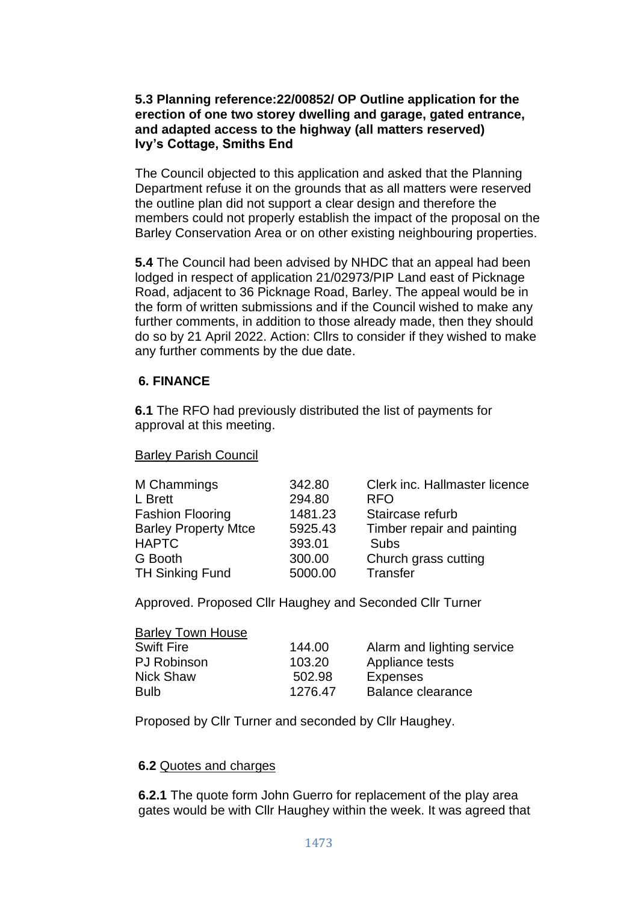**5.3 Planning reference:22/00852/ OP Outline application for the erection of one two storey dwelling and garage, gated entrance, and adapted access to the highway (all matters reserved) Ivy's Cottage, Smiths End**

The Council objected to this application and asked that the Planning Department refuse it on the grounds that as all matters were reserved the outline plan did not support a clear design and therefore the members could not properly establish the impact of the proposal on the Barley Conservation Area or on other existing neighbouring properties.

**5.4** The Council had been advised by NHDC that an appeal had been lodged in respect of application 21/02973/PIP Land east of Picknage Road, adjacent to 36 Picknage Road, Barley. The appeal would be in the form of written submissions and if the Council wished to make any further comments, in addition to those already made, then they should do so by 21 April 2022. Action: Cllrs to consider if they wished to make any further comments by the due date.

## 6. FINANCE

**6.1** The RFO had previously distributed the list of payments for approval at this meeting.

<u>Barley Parish Council</u>

| | | |
|---|---|---|
| M Chammings | 342.80 | Clerk inc. Hallmaster licence |
| L Brett | 294.80 | RFO |
| Fashion Flooring | 1481.23 | Staircase refurb |
| Barley Property Mtce | 5925.43 | Timber repair and painting |
| HAPTC | 393.01 | Subs |
| G Booth | 300.00 | Church grass cutting |
| TH Sinking Fund | 5000.00 | Transfer |

Approved. Proposed Cllr Haughey and Seconded Cllr Turner

<u>Barley Town House</u>

| | | |
|---|---|---|
| Swift Fire | 144.00 | Alarm and lighting service |
| PJ Robinson | 103.20 | Appliance tests |
| Nick Shaw | 502.98 | Expenses |
| Bulb | 1276.47 | Balance clearance |

Proposed by Cllr Turner and seconded by Cllr Haughey.

**6.2** <u>Quotes and charges</u>

**6.2.1** The quote form John Guerro for replacement of the play area gates would be with Cllr Haughey within the week. It was agreed that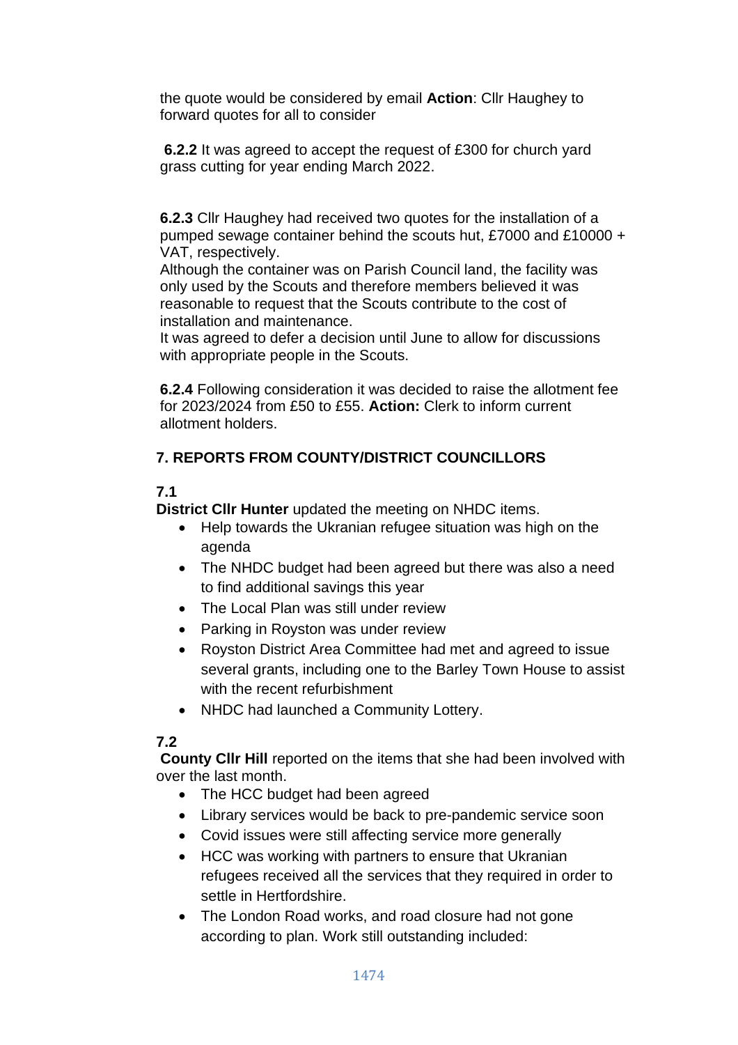the quote would be considered by email **Action**: Cllr Haughey to forward quotes for all to consider

**6.2.2** It was agreed to accept the request of £300 for church yard grass cutting for year ending March 2022.

**6.2.3** Cllr Haughey had received two quotes for the installation of a pumped sewage container behind the scouts hut, £7000 and £10000 + VAT, respectively.
Although the container was on Parish Council land, the facility was only used by the Scouts and therefore members believed it was reasonable to request that the Scouts contribute to the cost of installation and maintenance.
It was agreed to defer a decision until June to allow for discussions with appropriate people in the Scouts.

**6.2.4** Following consideration it was decided to raise the allotment fee for 2023/2024 from £50 to £55. **Action:** Clerk to inform current allotment holders.

## 7. REPORTS FROM COUNTY/DISTRICT COUNCILLORS

**7.1**

**District Cllr Hunter** updated the meeting on NHDC items.

- Help towards the Ukranian refugee situation was high on the agenda
- The NHDC budget had been agreed but there was also a need to find additional savings this year
- The Local Plan was still under review
- Parking in Royston was under review
- Royston District Area Committee had met and agreed to issue several grants, including one to the Barley Town House to assist with the recent refurbishment
- NHDC had launched a Community Lottery.

**7.2**

**County Cllr Hill** reported on the items that she had been involved with over the last month.

- The HCC budget had been agreed
- Library services would be back to pre-pandemic service soon
- Covid issues were still affecting service more generally
- HCC was working with partners to ensure that Ukranian refugees received all the services that they required in order to settle in Hertfordshire.
- The London Road works, and road closure had not gone according to plan. Work still outstanding included: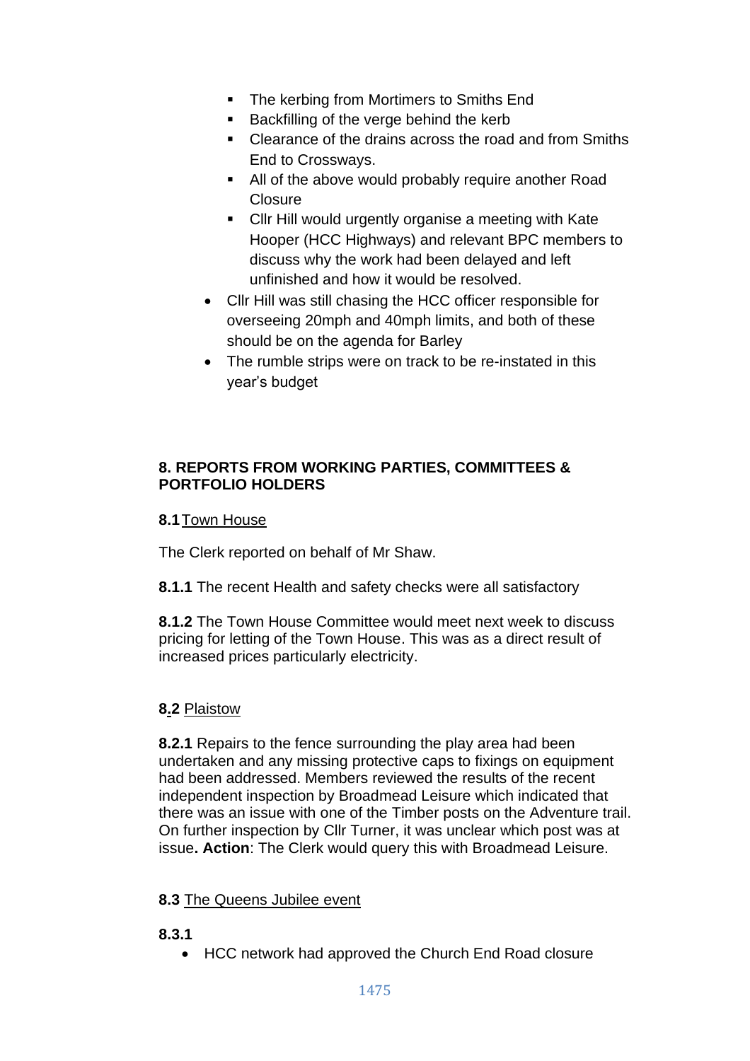- The kerbing from Mortimers to Smiths End
  - Backfilling of the verge behind the kerb
  - Clearance of the drains across the road and from Smiths End to Crossways.
  - All of the above would probably require another Road Closure
  - Cllr Hill would urgently organise a meeting with Kate Hooper (HCC Highways) and relevant BPC members to discuss why the work had been delayed and left unfinished and how it would be resolved.
- Cllr Hill was still chasing the HCC officer responsible for overseeing 20mph and 40mph limits, and both of these should be on the agenda for Barley
- The rumble strips were on track to be re-instated in this year's budget

## 8. REPORTS FROM WORKING PARTIES, COMMITTEES & PORTFOLIO HOLDERS

### 8.1 Town House

The Clerk reported on behalf of Mr Shaw.

**8.1.1** The recent Health and safety checks were all satisfactory

**8.1.2** The Town House Committee would meet next week to discuss pricing for letting of the Town House. This was as a direct result of increased prices particularly electricity.

### 8.2 Plaistow

**8.2.1** Repairs to the fence surrounding the play area had been undertaken and any missing protective caps to fixings on equipment had been addressed. Members reviewed the results of the recent independent inspection by Broadmead Leisure which indicated that there was an issue with one of the Timber posts on the Adventure trail. On further inspection by Cllr Turner, it was unclear which post was at issue**. Action**: The Clerk would query this with Broadmead Leisure.

### 8.3 The Queens Jubilee event

**8.3.1**

- HCC network had approved the Church End Road closure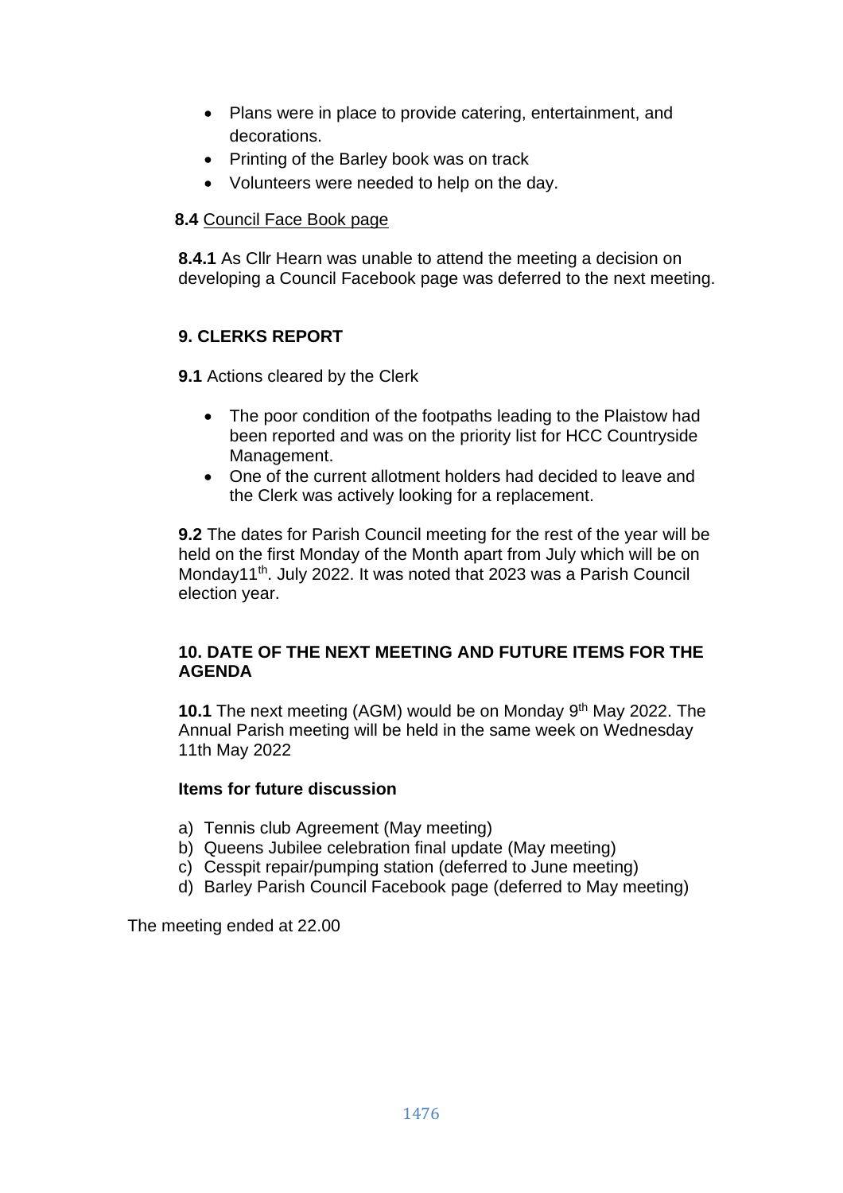- Plans were in place to provide catering, entertainment, and decorations.
- Printing of the Barley book was on track
- Volunteers were needed to help on the day.

**8.4** Council Face Book page

**8.4.1** As Cllr Hearn was unable to attend the meeting a decision on developing a Council Facebook page was deferred to the next meeting.

## 9. CLERKS REPORT

**9.1** Actions cleared by the Clerk

- The poor condition of the footpaths leading to the Plaistow had been reported and was on the priority list for HCC Countryside Management.
- One of the current allotment holders had decided to leave and the Clerk was actively looking for a replacement.

**9.2** The dates for Parish Council meeting for the rest of the year will be held on the first Monday of the Month apart from July which will be on Monday11th. July 2022. It was noted that 2023 was a Parish Council election year.

## 10. DATE OF THE NEXT MEETING AND FUTURE ITEMS FOR THE AGENDA

**10.1** The next meeting (AGM) would be on Monday 9th May 2022. The Annual Parish meeting will be held in the same week on Wednesday 11th May 2022

**Items for future discussion**

a) Tennis club Agreement (May meeting)
b) Queens Jubilee celebration final update (May meeting)
c) Cesspit repair/pumping station (deferred to June meeting)
d) Barley Parish Council Facebook page (deferred to May meeting)

The meeting ended at 22.00